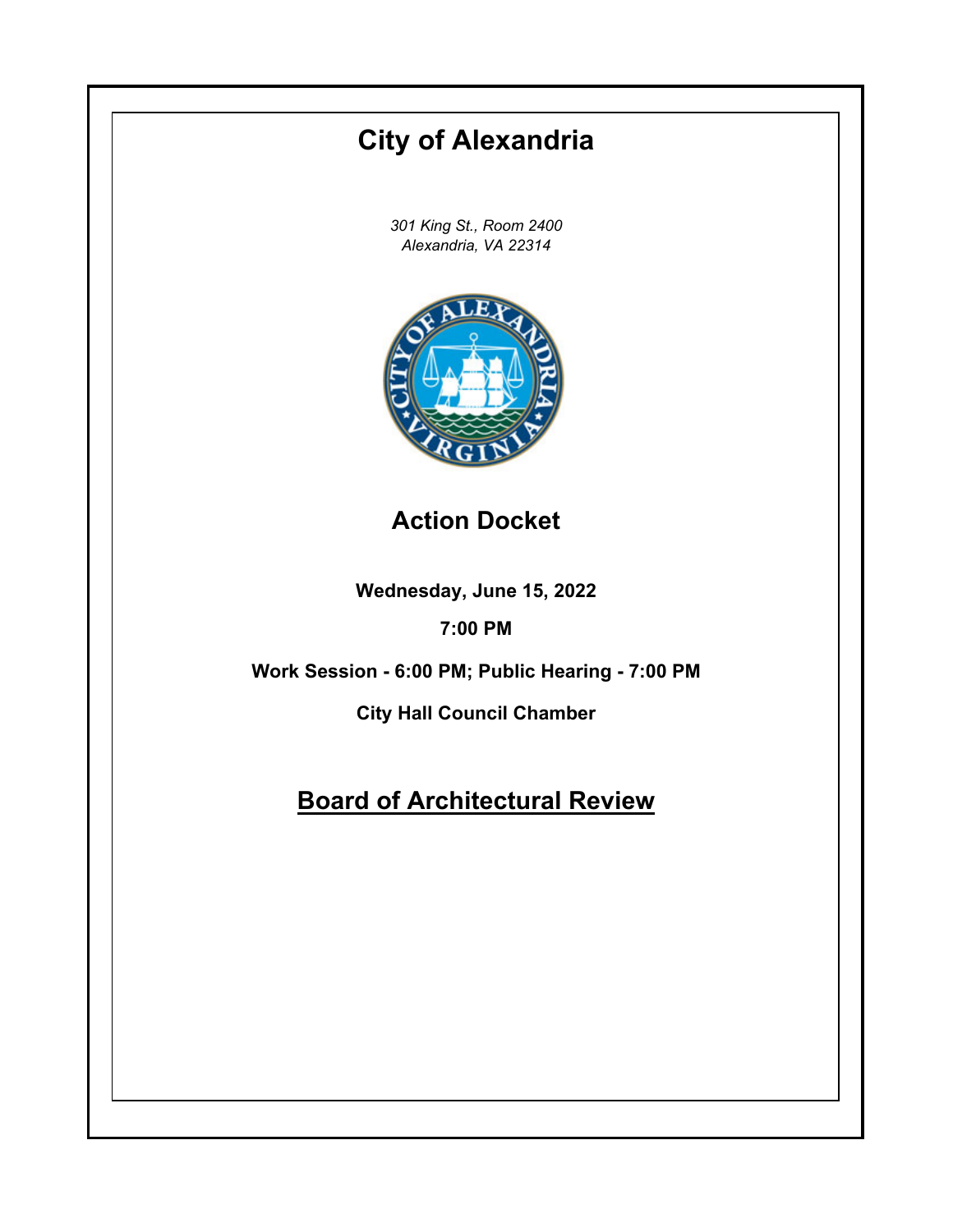# City of Alexandria

*301 King St., Room 2400*
*Alexandria, VA 22314*

## Action Docket

**Wednesday, June 15, 2022**

**7:00 PM**

**Work Session - 6:00 PM; Public Hearing - 7:00 PM**

**City Hall Council Chamber**

## Board of Architectural Review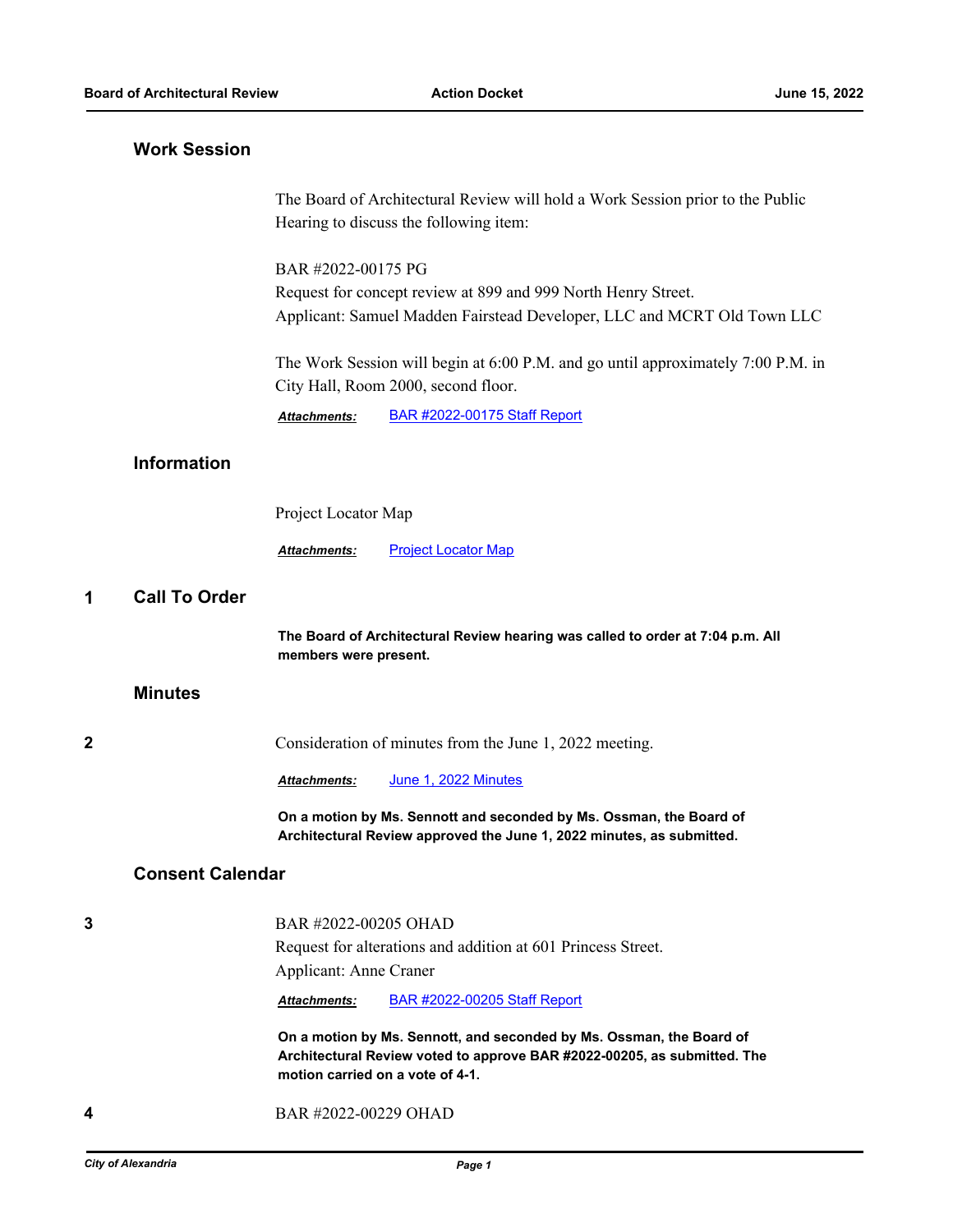## Work Session

The Board of Architectural Review will hold a Work Session prior to the Public Hearing to discuss the following item:

BAR #2022-00175 PG
Request for concept review at 899 and 999 North Henry Street.
Applicant: Samuel Madden Fairstead Developer, LLC and MCRT Old Town LLC

The Work Session will begin at 6:00 P.M. and go until approximately 7:00 P.M. in City Hall, Room 2000, second floor.

***Attachments:*** BAR #2022-00175 Staff Report

## Information

Project Locator Map

***Attachments:*** Project Locator Map

## 1 Call To Order

**The Board of Architectural Review hearing was called to order at 7:04 p.m. All members were present.**

## Minutes

**2** Consideration of minutes from the June 1, 2022 meeting.

***Attachments:*** June 1, 2022 Minutes

**On a motion by Ms. Sennott and seconded by Ms. Ossman, the Board of Architectural Review approved the June 1, 2022 minutes, as submitted.**

## Consent Calendar

**3** BAR #2022-00205 OHAD
Request for alterations and addition at 601 Princess Street.
Applicant: Anne Craner

***Attachments:*** BAR #2022-00205 Staff Report

**On a motion by Ms. Sennott, and seconded by Ms. Ossman, the Board of Architectural Review voted to approve BAR #2022-00205, as submitted. The motion carried on a vote of 4-1.**

**4** BAR #2022-00229 OHAD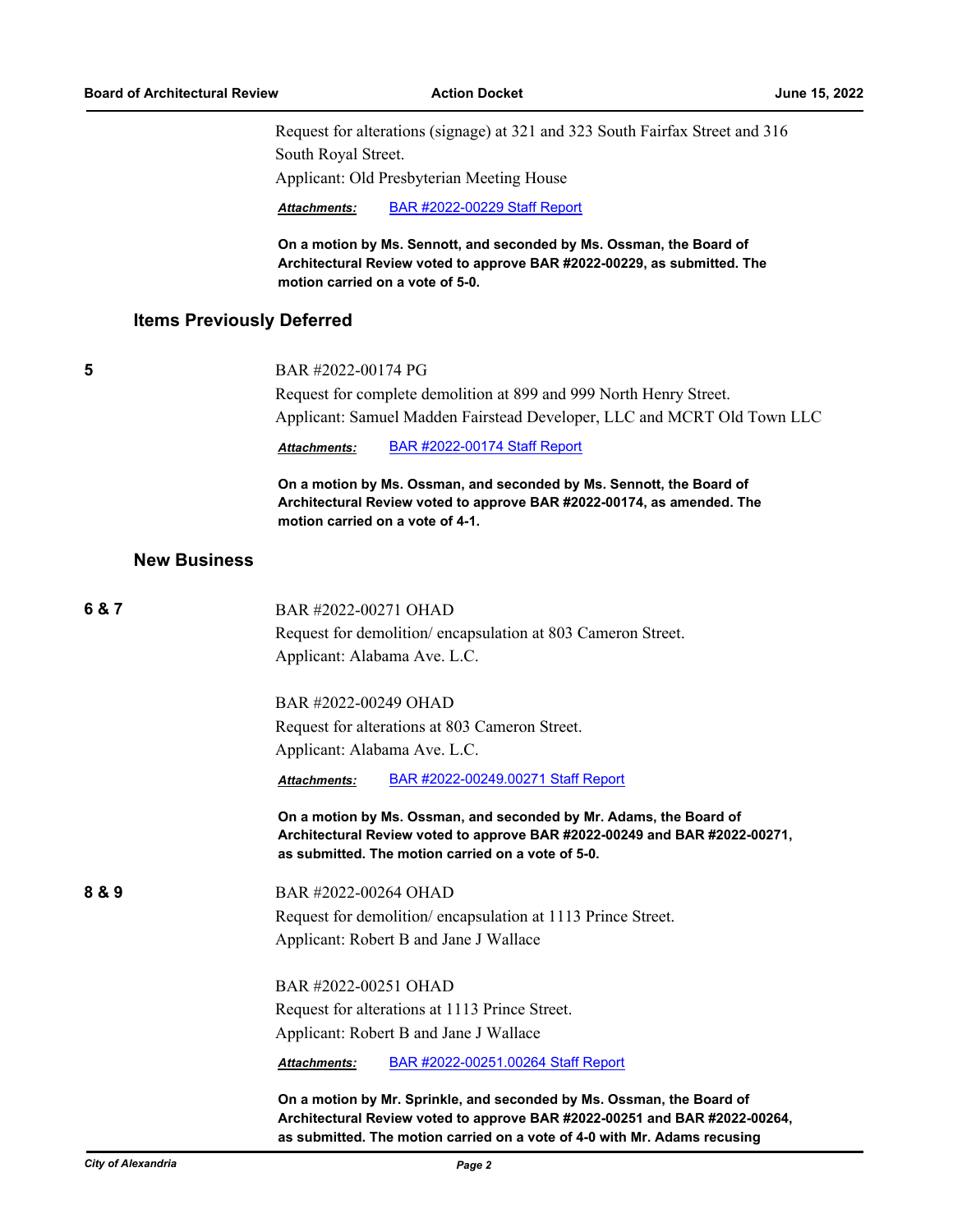Request for alterations (signage) at 321 and 323 South Fairfax Street and 316 South Royal Street.

Applicant: Old Presbyterian Meeting House

***Attachments:*** BAR #2022-00229 Staff Report

**On a motion by Ms. Sennott, and seconded by Ms. Ossman, the Board of Architectural Review voted to approve BAR #2022-00229, as submitted. The motion carried on a vote of 5-0.**

## Items Previously Deferred

**5**

BAR #2022-00174 PG

Request for complete demolition at 899 and 999 North Henry Street.

Applicant: Samuel Madden Fairstead Developer, LLC and MCRT Old Town LLC

***Attachments:*** BAR #2022-00174 Staff Report

**On a motion by Ms. Ossman, and seconded by Ms. Sennott, the Board of Architectural Review voted to approve BAR #2022-00174, as amended. The motion carried on a vote of 4-1.**

## New Business

**6 & 7**

BAR #2022-00271 OHAD

Request for demolition/ encapsulation at 803 Cameron Street.

Applicant: Alabama Ave. L.C.

BAR #2022-00249 OHAD

Request for alterations at 803 Cameron Street.

Applicant: Alabama Ave. L.C.

***Attachments:*** BAR #2022-00249.00271 Staff Report

**On a motion by Ms. Ossman, and seconded by Mr. Adams, the Board of Architectural Review voted to approve BAR #2022-00249 and BAR #2022-00271, as submitted. The motion carried on a vote of 5-0.**

**8 & 9**

BAR #2022-00264 OHAD

Request for demolition/ encapsulation at 1113 Prince Street.

Applicant: Robert B and Jane J Wallace

BAR #2022-00251 OHAD

Request for alterations at 1113 Prince Street.

Applicant: Robert B and Jane J Wallace

***Attachments:*** BAR #2022-00251.00264 Staff Report

**On a motion by Mr. Sprinkle, and seconded by Ms. Ossman, the Board of Architectural Review voted to approve BAR #2022-00251 and BAR #2022-00264, as submitted. The motion carried on a vote of 4-0 with Mr. Adams recusing**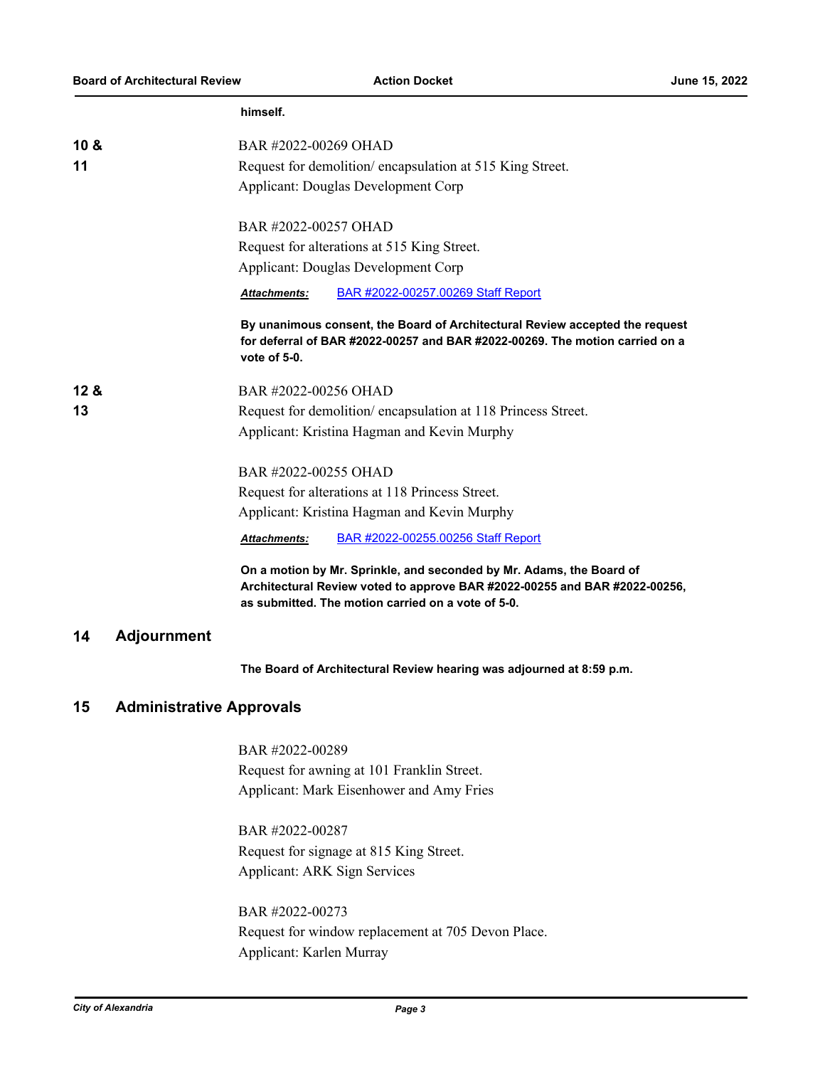**himself.**

**10 & 11**

BAR #2022-00269 OHAD
Request for demolition/ encapsulation at 515 King Street.
Applicant: Douglas Development Corp

BAR #2022-00257 OHAD
Request for alterations at 515 King Street.
Applicant: Douglas Development Corp

***Attachments:*** BAR #2022-00257.00269 Staff Report

**By unanimous consent, the Board of Architectural Review accepted the request for deferral of BAR #2022-00257 and BAR #2022-00269. The motion carried on a vote of 5-0.**

**12 & 13**

BAR #2022-00256 OHAD
Request for demolition/ encapsulation at 118 Princess Street.
Applicant: Kristina Hagman and Kevin Murphy

BAR #2022-00255 OHAD
Request for alterations at 118 Princess Street.
Applicant: Kristina Hagman and Kevin Murphy

***Attachments:*** BAR #2022-00255.00256 Staff Report

**On a motion by Mr. Sprinkle, and seconded by Mr. Adams, the Board of Architectural Review voted to approve BAR #2022-00255 and BAR #2022-00256, as submitted. The motion carried on a vote of 5-0.**

## 14 Adjournment

**The Board of Architectural Review hearing was adjourned at 8:59 p.m.**

## 15 Administrative Approvals

BAR #2022-00289
Request for awning at 101 Franklin Street.
Applicant: Mark Eisenhower and Amy Fries

BAR #2022-00287
Request for signage at 815 King Street.
Applicant: ARK Sign Services

BAR #2022-00273
Request for window replacement at 705 Devon Place.
Applicant: Karlen Murray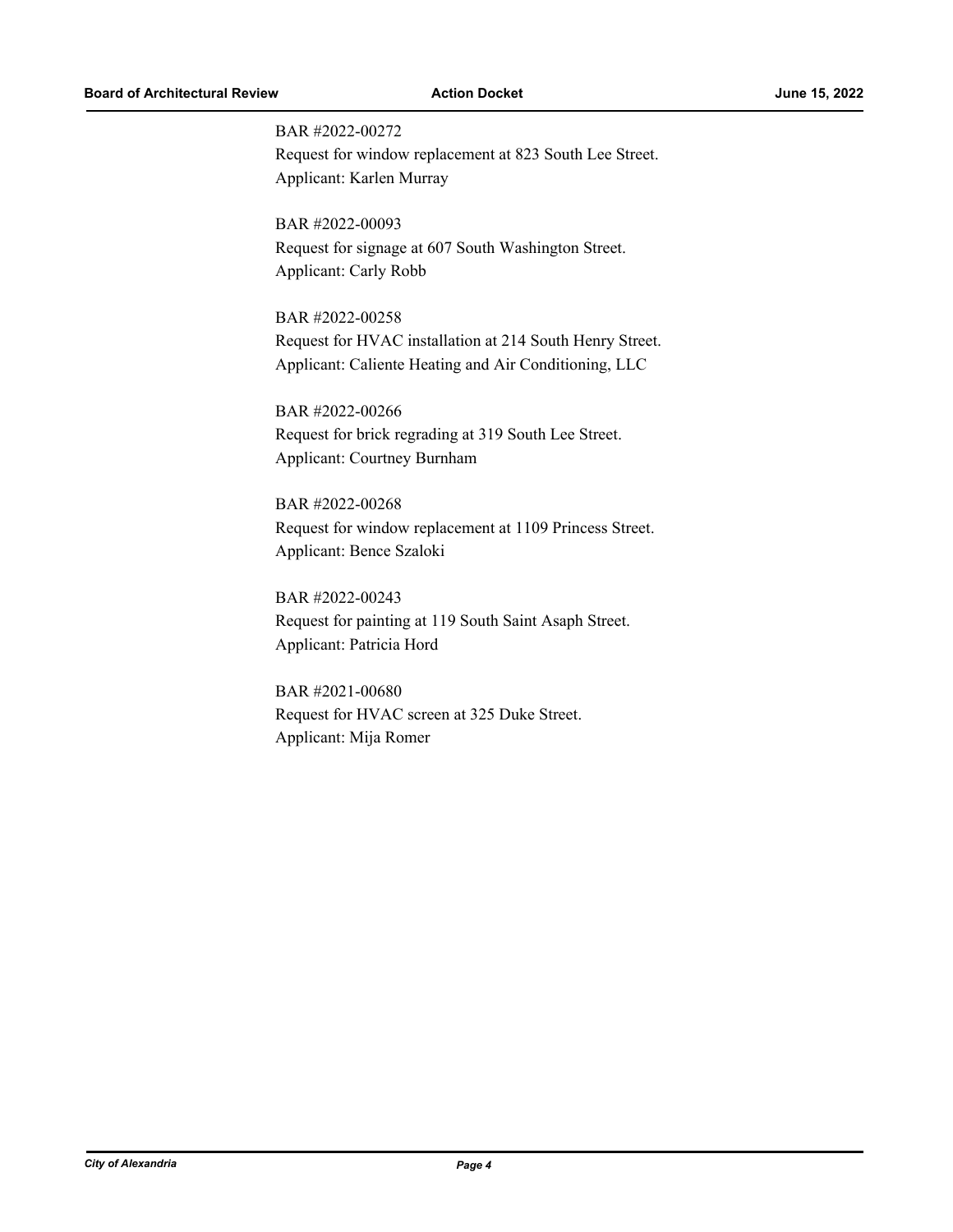BAR #2022-00272
Request for window replacement at 823 South Lee Street.
Applicant: Karlen Murray

BAR #2022-00093
Request for signage at 607 South Washington Street.
Applicant: Carly Robb

BAR #2022-00258
Request for HVAC installation at 214 South Henry Street.
Applicant: Caliente Heating and Air Conditioning, LLC

BAR #2022-00266
Request for brick regrading at 319 South Lee Street.
Applicant: Courtney Burnham

BAR #2022-00268
Request for window replacement at 1109 Princess Street.
Applicant: Bence Szaloki

BAR #2022-00243
Request for painting at 119 South Saint Asaph Street.
Applicant: Patricia Hord

BAR #2021-00680
Request for HVAC screen at 325 Duke Street.
Applicant: Mija Romer